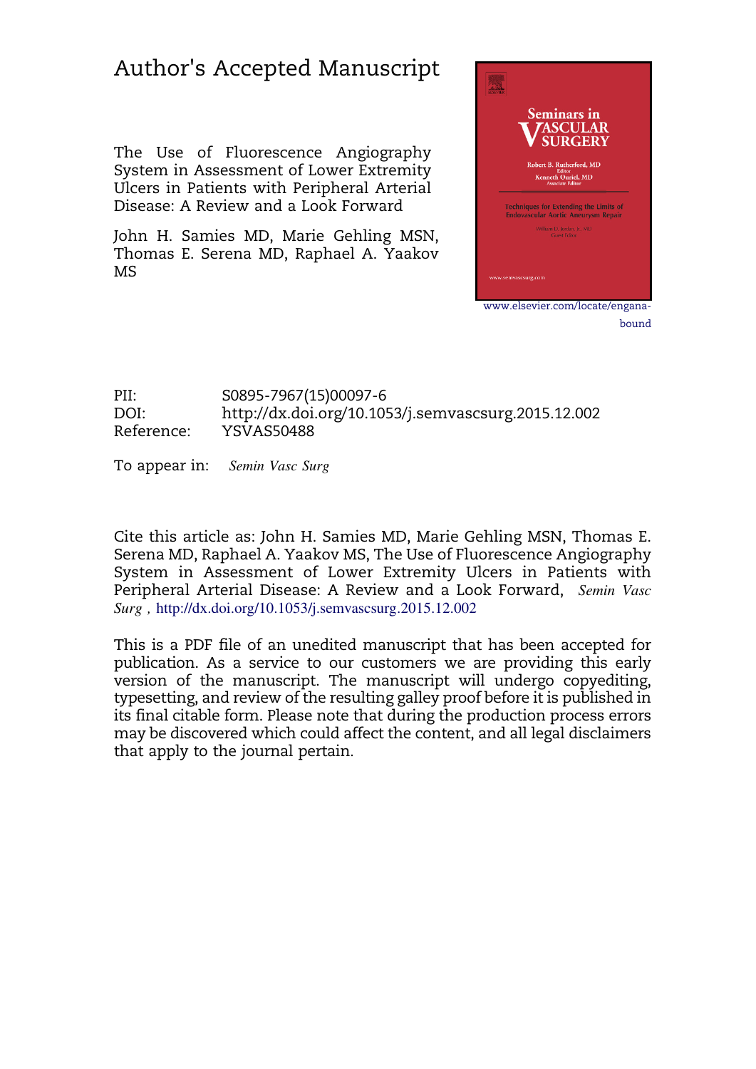# Author's Accepted Manuscript

The Use of Fluorescence Angiography System in Assessment of Lower Extremity Ulcers in Patients with Peripheral Arterial Disease: A Review and a Look Forward

John H. Samies MD, Marie Gehling MSN, Thomas E. Serena MD, Raphael A. Yaakov MS

www.elsevier.com/locate/enganabound

PII: S0895-7967(15)00097-6
DOI: http://dx.doi.org/10.1053/j.semvascsurg.2015.12.002
Reference: YSVAS50488

To appear in: *Semin Vasc Surg*

Cite this article as: John H. Samies MD, Marie Gehling MSN, Thomas E. Serena MD, Raphael A. Yaakov MS, The Use of Fluorescence Angiography System in Assessment of Lower Extremity Ulcers in Patients with Peripheral Arterial Disease: A Review and a Look Forward, *Semin Vasc Surg*, http://dx.doi.org/10.1053/j.semvascsurg.2015.12.002

This is a PDF file of an unedited manuscript that has been accepted for publication. As a service to our customers we are providing this early version of the manuscript. The manuscript will undergo copyediting, typesetting, and review of the resulting galley proof before it is published in its final citable form. Please note that during the production process errors may be discovered which could affect the content, and all legal disclaimers that apply to the journal pertain.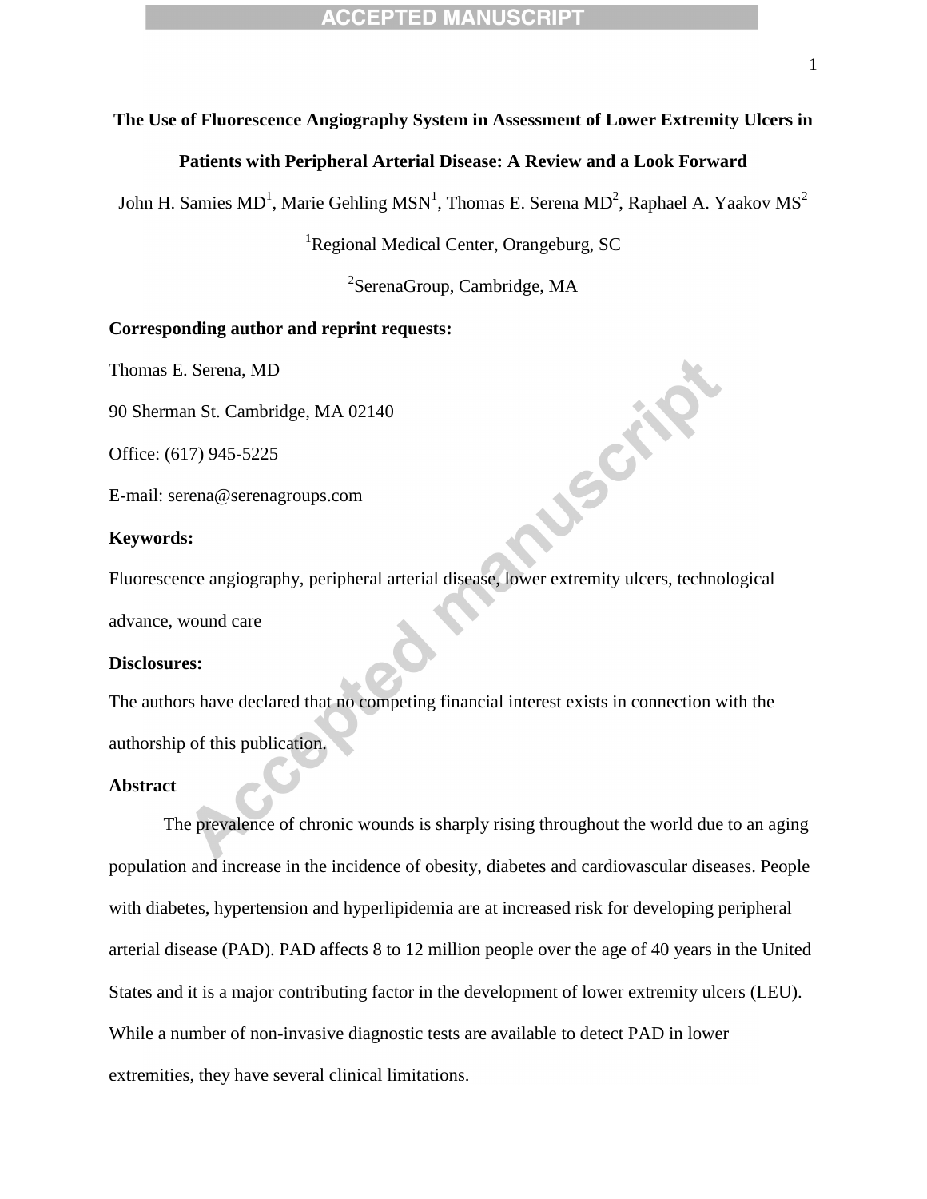# The Use of Fluorescence Angiography System in Assessment of Lower Extremity Ulcers in Patients with Peripheral Arterial Disease: A Review and a Look Forward

John H. Samies MD[1], Marie Gehling MSN[1], Thomas E. Serena MD[2], Raphael A. Yaakov MS[2]

[1]Regional Medical Center, Orangeburg, SC

[2]SerenaGroup, Cambridge, MA

**Corresponding author and reprint requests:**

Thomas E. Serena, MD

90 Sherman St. Cambridge, MA 02140

Office: (617) 945-5225

E-mail: serena@serenagroups.com

**Keywords:**

Fluorescence angiography, peripheral arterial disease, lower extremity ulcers, technological advance, wound care

**Disclosures:**

The authors have declared that no competing financial interest exists in connection with the authorship of this publication.

**Abstract**

The prevalence of chronic wounds is sharply rising throughout the world due to an aging population and increase in the incidence of obesity, diabetes and cardiovascular diseases. People with diabetes, hypertension and hyperlipidemia are at increased risk for developing peripheral arterial disease (PAD). PAD affects 8 to 12 million people over the age of 40 years in the United States and it is a major contributing factor in the development of lower extremity ulcers (LEU). While a number of non-invasive diagnostic tests are available to detect PAD in lower extremities, they have several clinical limitations.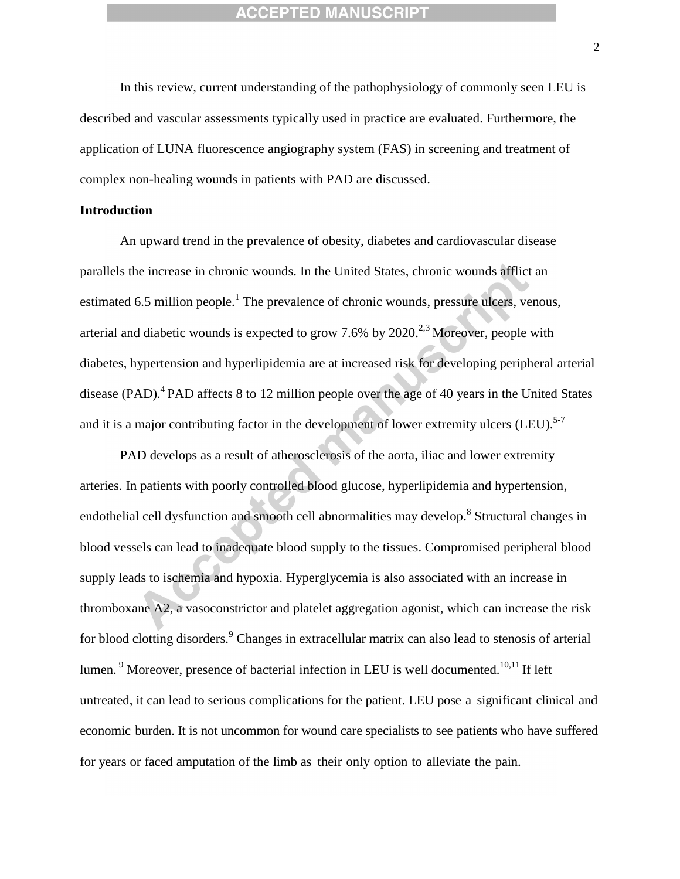In this review, current understanding of the pathophysiology of commonly seen LEU is described and vascular assessments typically used in practice are evaluated. Furthermore, the application of LUNA fluorescence angiography system (FAS) in screening and treatment of complex non-healing wounds in patients with PAD are discussed.

## Introduction

An upward trend in the prevalence of obesity, diabetes and cardiovascular disease parallels the increase in chronic wounds. In the United States, chronic wounds afflict an estimated 6.5 million people.[1] The prevalence of chronic wounds, pressure ulcers, venous, arterial and diabetic wounds is expected to grow 7.6% by 2020.[2,3] Moreover, people with diabetes, hypertension and hyperlipidemia are at increased risk for developing peripheral arterial disease (PAD).[4] PAD affects 8 to 12 million people over the age of 40 years in the United States and it is a major contributing factor in the development of lower extremity ulcers (LEU).[5-7]

PAD develops as a result of atherosclerosis of the aorta, iliac and lower extremity arteries. In patients with poorly controlled blood glucose, hyperlipidemia and hypertension, endothelial cell dysfunction and smooth cell abnormalities may develop.[8] Structural changes in blood vessels can lead to inadequate blood supply to the tissues. Compromised peripheral blood supply leads to ischemia and hypoxia. Hyperglycemia is also associated with an increase in thromboxane A2, a vasoconstrictor and platelet aggregation agonist, which can increase the risk for blood clotting disorders.[9] Changes in extracellular matrix can also lead to stenosis of arterial lumen. [9] Moreover, presence of bacterial infection in LEU is well documented.[10,11] If left untreated, it can lead to serious complications for the patient. LEU pose a significant clinical and economic burden. It is not uncommon for wound care specialists to see patients who have suffered for years or faced amputation of the limb as their only option to alleviate the pain.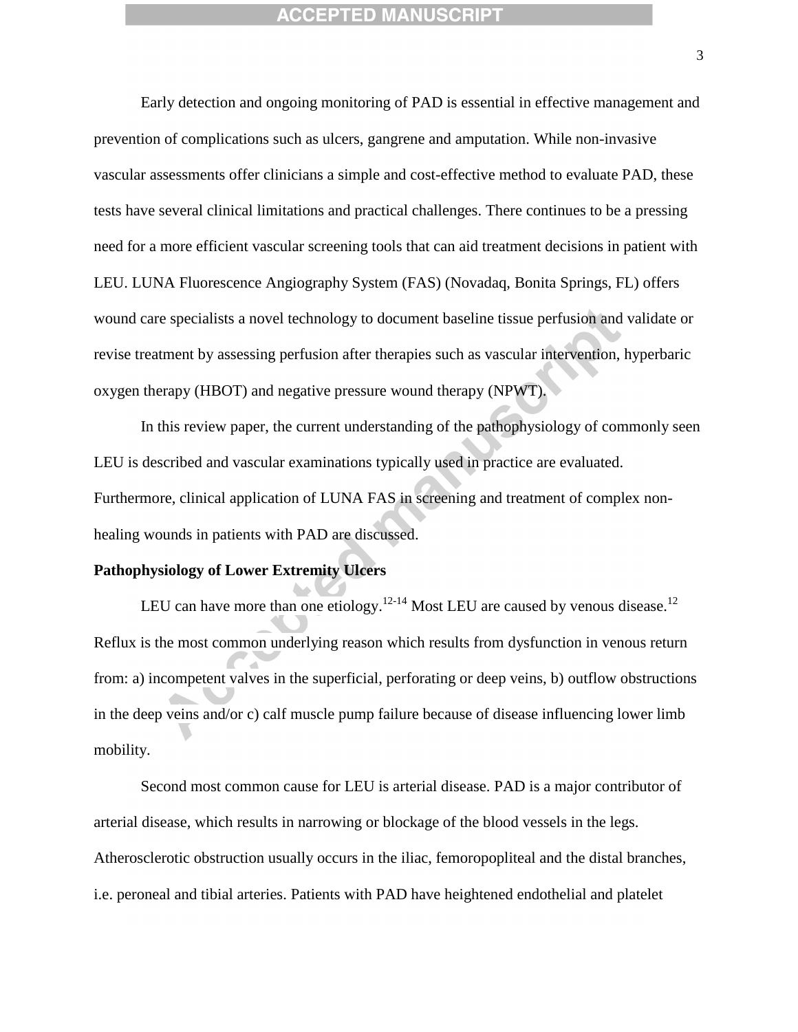Early detection and ongoing monitoring of PAD is essential in effective management and prevention of complications such as ulcers, gangrene and amputation. While non-invasive vascular assessments offer clinicians a simple and cost-effective method to evaluate PAD, these tests have several clinical limitations and practical challenges. There continues to be a pressing need for a more efficient vascular screening tools that can aid treatment decisions in patient with LEU. LUNA Fluorescence Angiography System (FAS) (Novadaq, Bonita Springs, FL) offers wound care specialists a novel technology to document baseline tissue perfusion and validate or revise treatment by assessing perfusion after therapies such as vascular intervention, hyperbaric oxygen therapy (HBOT) and negative pressure wound therapy (NPWT).

In this review paper, the current understanding of the pathophysiology of commonly seen LEU is described and vascular examinations typically used in practice are evaluated. Furthermore, clinical application of LUNA FAS in screening and treatment of complex non-healing wounds in patients with PAD are discussed.

## Pathophysiology of Lower Extremity Ulcers

LEU can have more than one etiology.[12-14] Most LEU are caused by venous disease.[12] Reflux is the most common underlying reason which results from dysfunction in venous return from: a) incompetent valves in the superficial, perforating or deep veins, b) outflow obstructions in the deep veins and/or c) calf muscle pump failure because of disease influencing lower limb mobility.

Second most common cause for LEU is arterial disease. PAD is a major contributor of arterial disease, which results in narrowing or blockage of the blood vessels in the legs. Atherosclerotic obstruction usually occurs in the iliac, femoropopliteal and the distal branches, i.e. peroneal and tibial arteries. Patients with PAD have heightened endothelial and platelet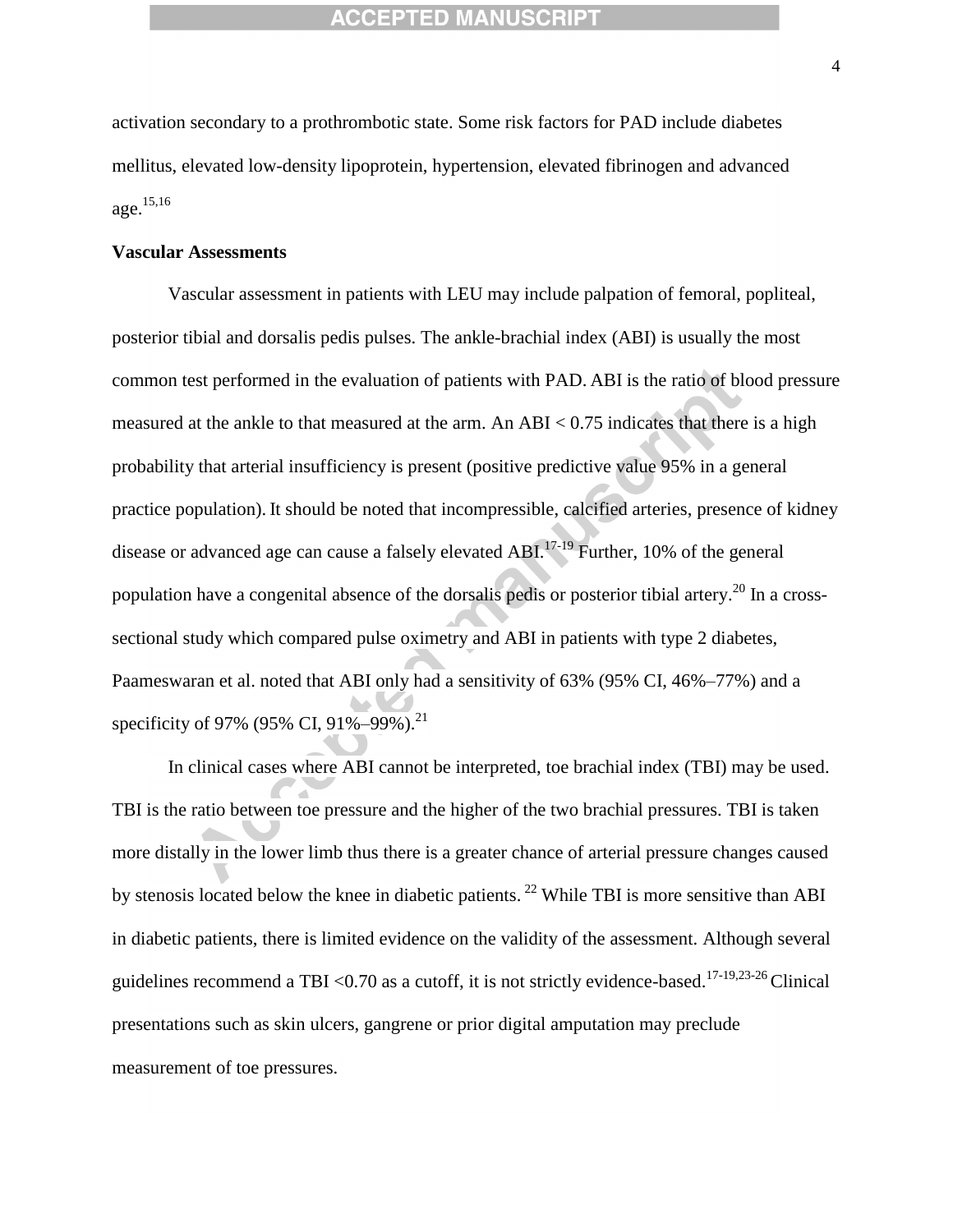activation secondary to a prothrombotic state. Some risk factors for PAD include diabetes mellitus, elevated low-density lipoprotein, hypertension, elevated fibrinogen and advanced age.[15,16]

**Vascular Assessments**

Vascular assessment in patients with LEU may include palpation of femoral, popliteal, posterior tibial and dorsalis pedis pulses. The ankle-brachial index (ABI) is usually the most common test performed in the evaluation of patients with PAD. ABI is the ratio of blood pressure measured at the ankle to that measured at the arm. An ABI < 0.75 indicates that there is a high probability that arterial insufficiency is present (positive predictive value 95% in a general practice population). It should be noted that incompressible, calcified arteries, presence of kidney disease or advanced age can cause a falsely elevated ABI.[17-19] Further, 10% of the general population have a congenital absence of the dorsalis pedis or posterior tibial artery.[20] In a cross-sectional study which compared pulse oximetry and ABI in patients with type 2 diabetes, Paameswaran et al. noted that ABI only had a sensitivity of 63% (95% CI, 46%–77%) and a specificity of 97% (95% CI, 91%–99%).[21]

In clinical cases where ABI cannot be interpreted, toe brachial index (TBI) may be used. TBI is the ratio between toe pressure and the higher of the two brachial pressures. TBI is taken more distally in the lower limb thus there is a greater chance of arterial pressure changes caused by stenosis located below the knee in diabetic patients.[22] While TBI is more sensitive than ABI in diabetic patients, there is limited evidence on the validity of the assessment. Although several guidelines recommend a TBI <0.70 as a cutoff, it is not strictly evidence-based.[17-19,23-26] Clinical presentations such as skin ulcers, gangrene or prior digital amputation may preclude measurement of toe pressures.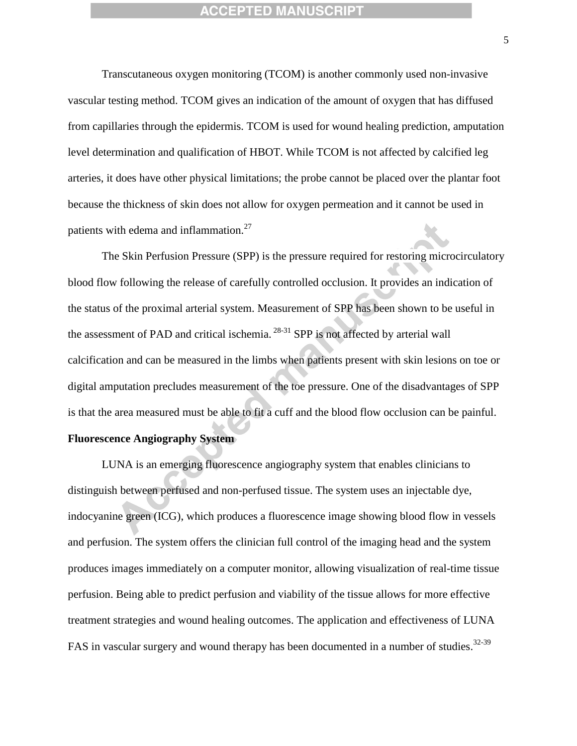Transcutaneous oxygen monitoring (TCOM) is another commonly used non-invasive vascular testing method. TCOM gives an indication of the amount of oxygen that has diffused from capillaries through the epidermis. TCOM is used for wound healing prediction, amputation level determination and qualification of HBOT. While TCOM is not affected by calcified leg arteries, it does have other physical limitations; the probe cannot be placed over the plantar foot because the thickness of skin does not allow for oxygen permeation and it cannot be used in patients with edema and inflammation.[27]

The Skin Perfusion Pressure (SPP) is the pressure required for restoring microcirculatory blood flow following the release of carefully controlled occlusion. It provides an indication of the status of the proximal arterial system. Measurement of SPP has been shown to be useful in the assessment of PAD and critical ischemia. [28-31] SPP is not affected by arterial wall calcification and can be measured in the limbs when patients present with skin lesions on toe or digital amputation precludes measurement of the toe pressure. One of the disadvantages of SPP is that the area measured must be able to fit a cuff and the blood flow occlusion can be painful.

**Fluorescence Angiography System**

LUNA is an emerging fluorescence angiography system that enables clinicians to distinguish between perfused and non-perfused tissue. The system uses an injectable dye, indocyanine green (ICG), which produces a fluorescence image showing blood flow in vessels and perfusion. The system offers the clinician full control of the imaging head and the system produces images immediately on a computer monitor, allowing visualization of real-time tissue perfusion. Being able to predict perfusion and viability of the tissue allows for more effective treatment strategies and wound healing outcomes. The application and effectiveness of LUNA FAS in vascular surgery and wound therapy has been documented in a number of studies.[32-39]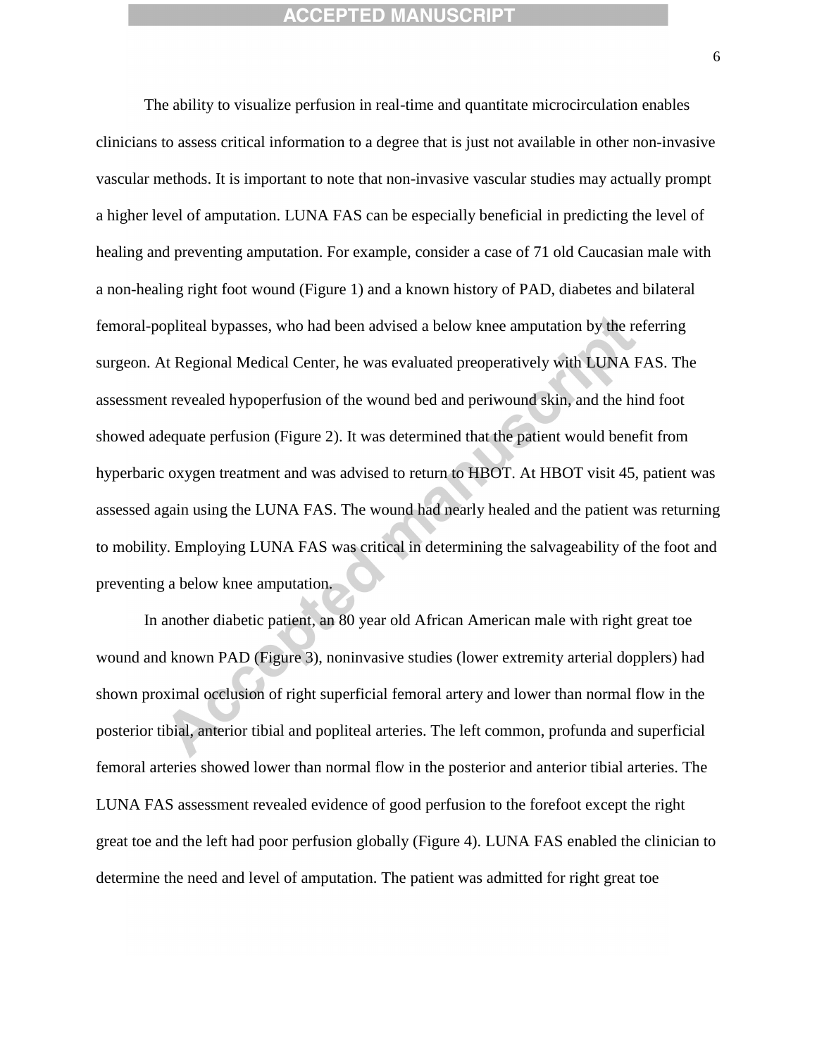The ability to visualize perfusion in real-time and quantitate microcirculation enables clinicians to assess critical information to a degree that is just not available in other non-invasive vascular methods. It is important to note that non-invasive vascular studies may actually prompt a higher level of amputation. LUNA FAS can be especially beneficial in predicting the level of healing and preventing amputation. For example, consider a case of 71 old Caucasian male with a non-healing right foot wound (Figure 1) and a known history of PAD, diabetes and bilateral femoral-popliteal bypasses, who had been advised a below knee amputation by the referring surgeon. At Regional Medical Center, he was evaluated preoperatively with LUNA FAS. The assessment revealed hypoperfusion of the wound bed and periwound skin, and the hind foot showed adequate perfusion (Figure 2). It was determined that the patient would benefit from hyperbaric oxygen treatment and was advised to return to HBOT. At HBOT visit 45, patient was assessed again using the LUNA FAS. The wound had nearly healed and the patient was returning to mobility. Employing LUNA FAS was critical in determining the salvageability of the foot and preventing a below knee amputation.

In another diabetic patient, an 80 year old African American male with right great toe wound and known PAD (Figure 3), noninvasive studies (lower extremity arterial dopplers) had shown proximal occlusion of right superficial femoral artery and lower than normal flow in the posterior tibial, anterior tibial and popliteal arteries. The left common, profunda and superficial femoral arteries showed lower than normal flow in the posterior and anterior tibial arteries. The LUNA FAS assessment revealed evidence of good perfusion to the forefoot except the right great toe and the left had poor perfusion globally (Figure 4). LUNA FAS enabled the clinician to determine the need and level of amputation. The patient was admitted for right great toe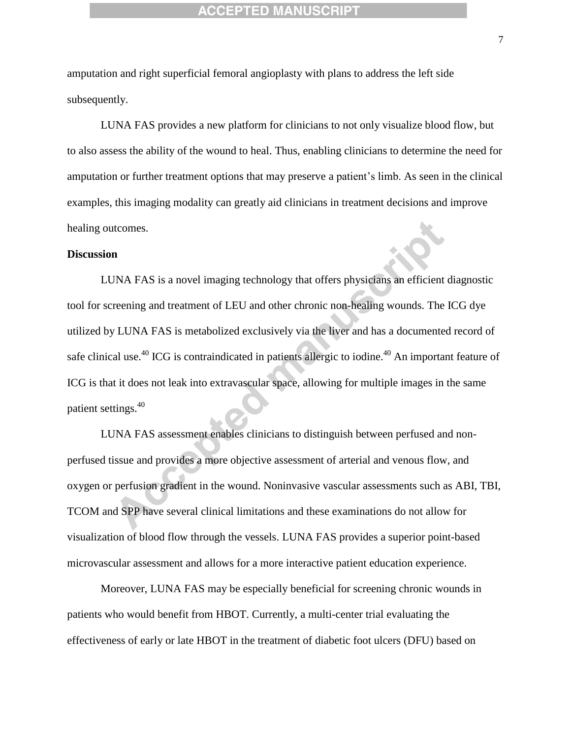amputation and right superficial femoral angioplasty with plans to address the left side subsequently.

LUNA FAS provides a new platform for clinicians to not only visualize blood flow, but to also assess the ability of the wound to heal. Thus, enabling clinicians to determine the need for amputation or further treatment options that may preserve a patient's limb. As seen in the clinical examples, this imaging modality can greatly aid clinicians in treatment decisions and improve healing outcomes.

**Discussion**

LUNA FAS is a novel imaging technology that offers physicians an efficient diagnostic tool for screening and treatment of LEU and other chronic non-healing wounds. The ICG dye utilized by LUNA FAS is metabolized exclusively via the liver and has a documented record of safe clinical use.[40] ICG is contraindicated in patients allergic to iodine.[40] An important feature of ICG is that it does not leak into extravascular space, allowing for multiple images in the same patient settings.[40]

LUNA FAS assessment enables clinicians to distinguish between perfused and non-perfused tissue and provides a more objective assessment of arterial and venous flow, and oxygen or perfusion gradient in the wound. Noninvasive vascular assessments such as ABI, TBI, TCOM and SPP have several clinical limitations and these examinations do not allow for visualization of blood flow through the vessels. LUNA FAS provides a superior point-based microvascular assessment and allows for a more interactive patient education experience.

Moreover, LUNA FAS may be especially beneficial for screening chronic wounds in patients who would benefit from HBOT. Currently, a multi-center trial evaluating the effectiveness of early or late HBOT in the treatment of diabetic foot ulcers (DFU) based on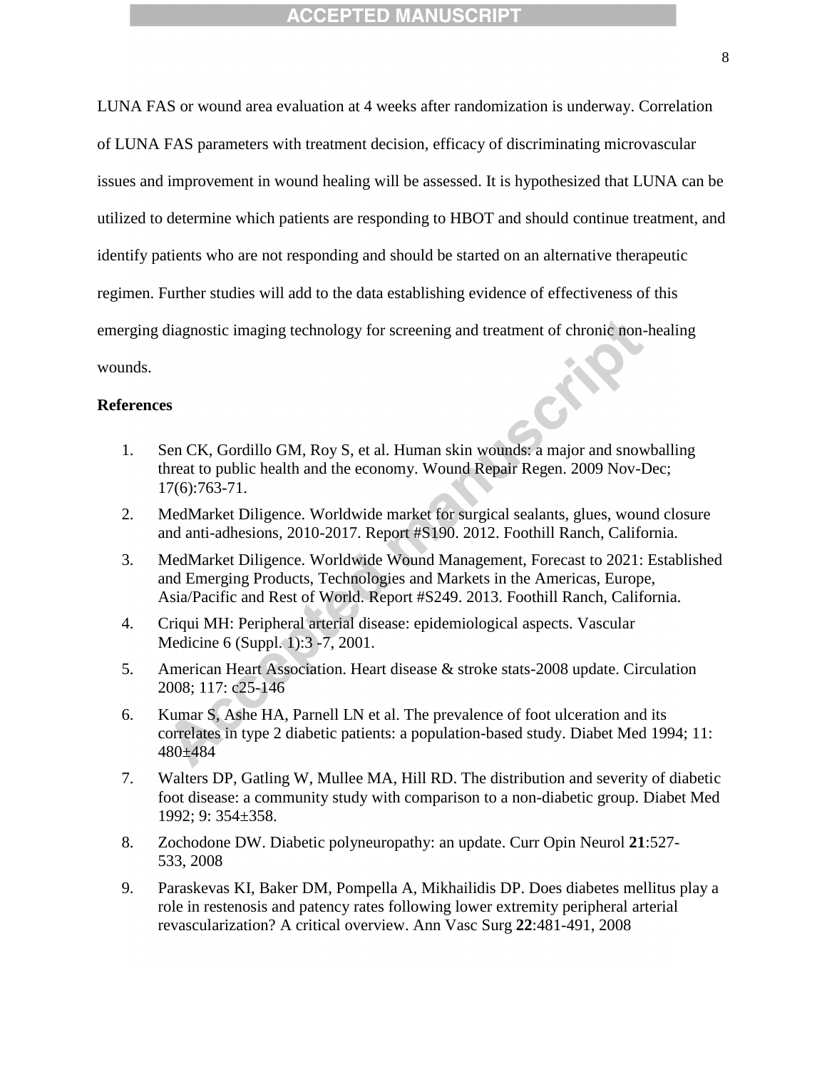LUNA FAS or wound area evaluation at 4 weeks after randomization is underway. Correlation of LUNA FAS parameters with treatment decision, efficacy of discriminating microvascular issues and improvement in wound healing will be assessed. It is hypothesized that LUNA can be utilized to determine which patients are responding to HBOT and should continue treatment, and identify patients who are not responding and should be started on an alternative therapeutic regimen. Further studies will add to the data establishing evidence of effectiveness of this emerging diagnostic imaging technology for screening and treatment of chronic non-healing wounds.

**References**

1. Sen CK, Gordillo GM, Roy S, et al. Human skin wounds: a major and snowballing threat to public health and the economy. Wound Repair Regen. 2009 Nov-Dec; 17(6):763-71.
2. MedMarket Diligence. Worldwide market for surgical sealants, glues, wound closure and anti-adhesions, 2010-2017. Report #S190. 2012. Foothill Ranch, California.
3. MedMarket Diligence. Worldwide Wound Management, Forecast to 2021: Established and Emerging Products, Technologies and Markets in the Americas, Europe, Asia/Pacific and Rest of World. Report #S249. 2013. Foothill Ranch, California.
4. Criqui MH: Peripheral arterial disease: epidemiological aspects. Vascular Medicine 6 (Suppl. 1):3 -7, 2001.
5. American Heart Association. Heart disease & stroke stats-2008 update. Circulation 2008; 117: c25-146
6. Kumar S, Ashe HA, Parnell LN et al. The prevalence of foot ulceration and its correlates in type 2 diabetic patients: a population-based study. Diabet Med 1994; 11: 480±484
7. Walters DP, Gatling W, Mullee MA, Hill RD. The distribution and severity of diabetic foot disease: a community study with comparison to a non-diabetic group. Diabet Med 1992; 9: 354±358.
8. Zochodone DW. Diabetic polyneuropathy: an update. Curr Opin Neurol **21**:527-533, 2008
9. Paraskevas KI, Baker DM, Pompella A, Mikhailidis DP. Does diabetes mellitus play a role in restenosis and patency rates following lower extremity peripheral arterial revascularization? A critical overview. Ann Vasc Surg **22**:481-491, 2008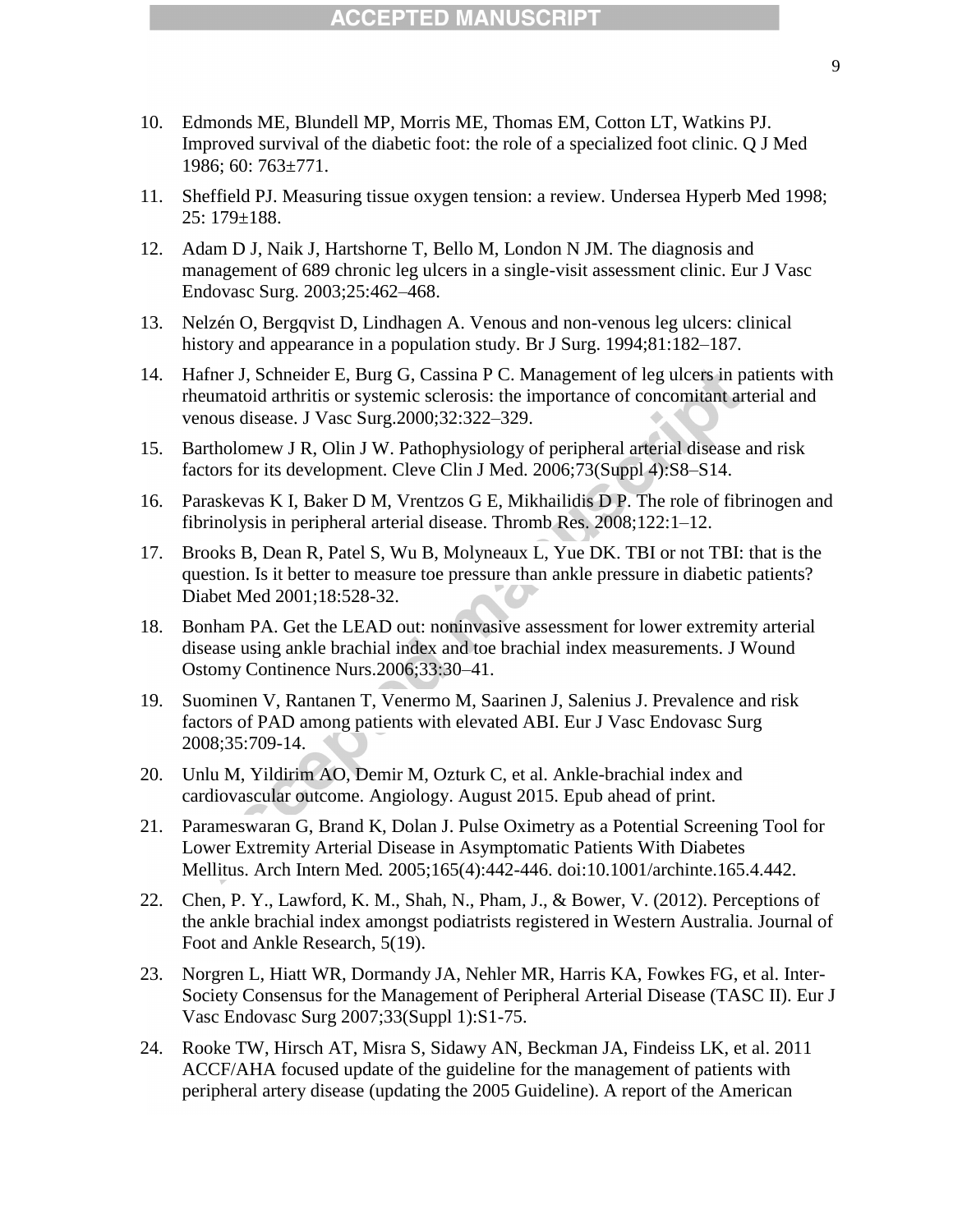10. Edmonds ME, Blundell MP, Morris ME, Thomas EM, Cotton LT, Watkins PJ. Improved survival of the diabetic foot: the role of a specialized foot clinic. Q J Med 1986; 60: 763±771.
11. Sheffield PJ. Measuring tissue oxygen tension: a review. Undersea Hyperb Med 1998; 25: 179±188.
12. Adam D J, Naik J, Hartshorne T, Bello M, London N JM. The diagnosis and management of 689 chronic leg ulcers in a single-visit assessment clinic. Eur J Vasc Endovasc Surg. 2003;25:462–468.
13. Nelzén O, Bergqvist D, Lindhagen A. Venous and non-venous leg ulcers: clinical history and appearance in a population study. Br J Surg. 1994;81:182–187.
14. Hafner J, Schneider E, Burg G, Cassina P C. Management of leg ulcers in patients with rheumatoid arthritis or systemic sclerosis: the importance of concomitant arterial and venous disease. J Vasc Surg.2000;32:322–329.
15. Bartholomew J R, Olin J W. Pathophysiology of peripheral arterial disease and risk factors for its development. Cleve Clin J Med. 2006;73(Suppl 4):S8–S14.
16. Paraskevas K I, Baker D M, Vrentzos G E, Mikhailidis D P. The role of fibrinogen and fibrinolysis in peripheral arterial disease. Thromb Res. 2008;122:1–12.
17. Brooks B, Dean R, Patel S, Wu B, Molyneaux L, Yue DK. TBI or not TBI: that is the question. Is it better to measure toe pressure than ankle pressure in diabetic patients? Diabet Med 2001;18:528-32.
18. Bonham PA. Get the LEAD out: noninvasive assessment for lower extremity arterial disease using ankle brachial index and toe brachial index measurements. J Wound Ostomy Continence Nurs.2006;33:30–41.
19. Suominen V, Rantanen T, Venermo M, Saarinen J, Salenius J. Prevalence and risk factors of PAD among patients with elevated ABI. Eur J Vasc Endovasc Surg 2008;35:709-14.
20. Unlu M, Yildirim AO, Demir M, Ozturk C, et al. Ankle-brachial index and cardiovascular outcome. Angiology. August 2015. Epub ahead of print.
21. Parameswaran G, Brand K, Dolan J. Pulse Oximetry as a Potential Screening Tool for Lower Extremity Arterial Disease in Asymptomatic Patients With Diabetes Mellitus. Arch Intern Med. 2005;165(4):442-446. doi:10.1001/archinte.165.4.442.
22. Chen, P. Y., Lawford, K. M., Shah, N., Pham, J., & Bower, V. (2012). Perceptions of the ankle brachial index amongst podiatrists registered in Western Australia. Journal of Foot and Ankle Research, 5(19).
23. Norgren L, Hiatt WR, Dormandy JA, Nehler MR, Harris KA, Fowkes FG, et al. Inter-Society Consensus for the Management of Peripheral Arterial Disease (TASC II). Eur J Vasc Endovasc Surg 2007;33(Suppl 1):S1-75.
24. Rooke TW, Hirsch AT, Misra S, Sidawy AN, Beckman JA, Findeiss LK, et al. 2011 ACCF/AHA focused update of the guideline for the management of patients with peripheral artery disease (updating the 2005 Guideline). A report of the American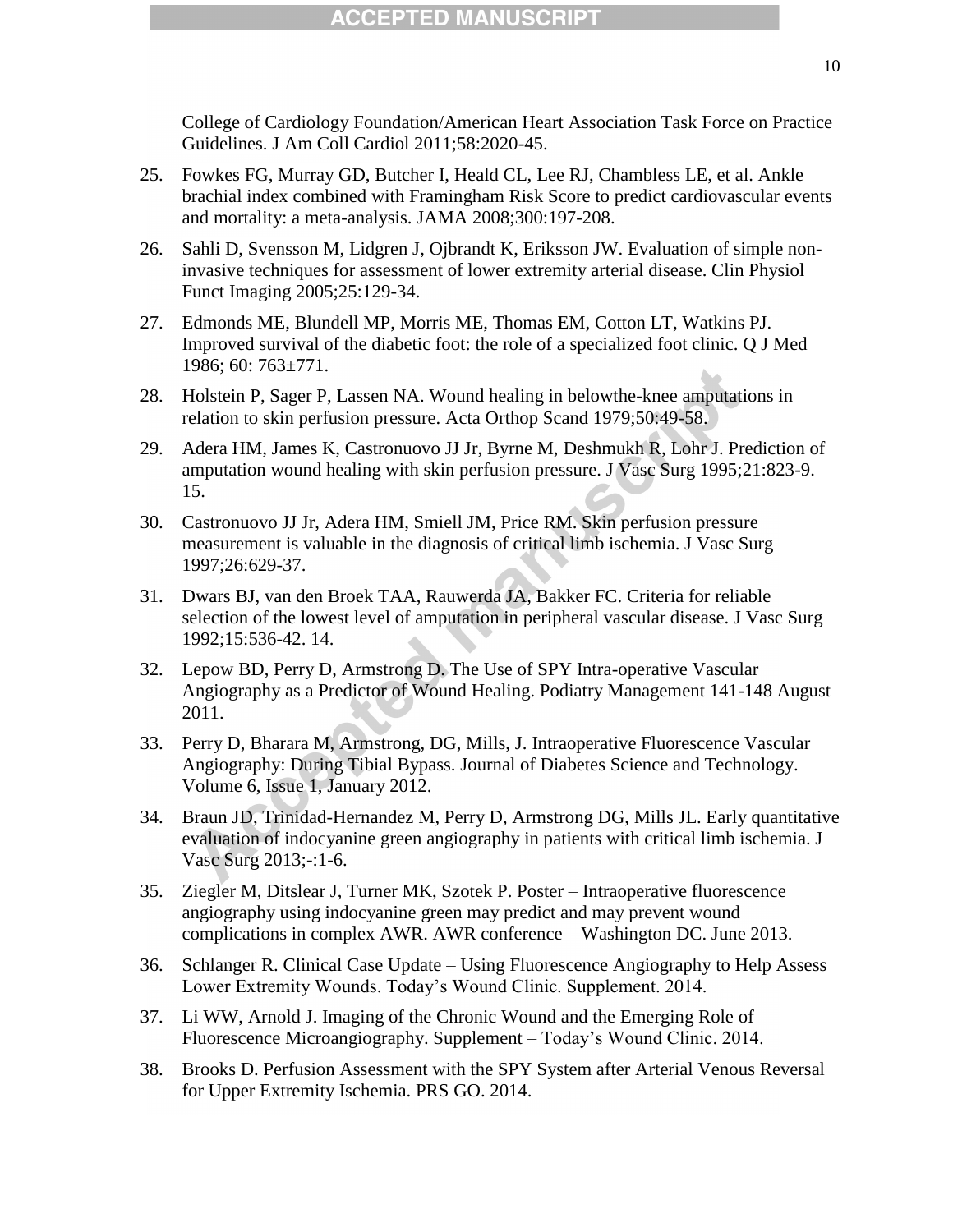College of Cardiology Foundation/American Heart Association Task Force on Practice Guidelines. J Am Coll Cardiol 2011;58:2020-45.

25. Fowkes FG, Murray GD, Butcher I, Heald CL, Lee RJ, Chambless LE, et al. Ankle brachial index combined with Framingham Risk Score to predict cardiovascular events and mortality: a meta-analysis. JAMA 2008;300:197-208.
26. Sahli D, Svensson M, Lidgren J, Ojbrandt K, Eriksson JW. Evaluation of simple non-invasive techniques for assessment of lower extremity arterial disease. Clin Physiol Funct Imaging 2005;25:129-34.
27. Edmonds ME, Blundell MP, Morris ME, Thomas EM, Cotton LT, Watkins PJ. Improved survival of the diabetic foot: the role of a specialized foot clinic. Q J Med 1986; 60: 763±771.
28. Holstein P, Sager P, Lassen NA. Wound healing in belowthe-knee amputations in relation to skin perfusion pressure. Acta Orthop Scand 1979;50:49-58.
29. Adera HM, James K, Castronuovo JJ Jr, Byrne M, Deshmukh R, Lohr J. Prediction of amputation wound healing with skin perfusion pressure. J Vasc Surg 1995;21:823-9. 15.
30. Castronuovo JJ Jr, Adera HM, Smiell JM, Price RM. Skin perfusion pressure measurement is valuable in the diagnosis of critical limb ischemia. J Vasc Surg 1997;26:629-37.
31. Dwars BJ, van den Broek TAA, Rauwerda JA, Bakker FC. Criteria for reliable selection of the lowest level of amputation in peripheral vascular disease. J Vasc Surg 1992;15:536-42. 14.
32. Lepow BD, Perry D, Armstrong D. The Use of SPY Intra-operative Vascular Angiography as a Predictor of Wound Healing. Podiatry Management 141-148 August 2011.
33. Perry D, Bharara M, Armstrong, DG, Mills, J. Intraoperative Fluorescence Vascular Angiography: During Tibial Bypass. Journal of Diabetes Science and Technology. Volume 6, Issue 1, January 2012.
34. Braun JD, Trinidad-Hernandez M, Perry D, Armstrong DG, Mills JL. Early quantitative evaluation of indocyanine green angiography in patients with critical limb ischemia. J Vasc Surg 2013;-:1-6.
35. Ziegler M, Ditslear J, Turner MK, Szotek P. Poster – Intraoperative fluorescence angiography using indocyanine green may predict and may prevent wound complications in complex AWR. AWR conference – Washington DC. June 2013.
36. Schlanger R. Clinical Case Update – Using Fluorescence Angiography to Help Assess Lower Extremity Wounds. Today's Wound Clinic. Supplement. 2014.
37. Li WW, Arnold J. Imaging of the Chronic Wound and the Emerging Role of Fluorescence Microangiography. Supplement – Today's Wound Clinic. 2014.
38. Brooks D. Perfusion Assessment with the SPY System after Arterial Venous Reversal for Upper Extremity Ischemia. PRS GO. 2014.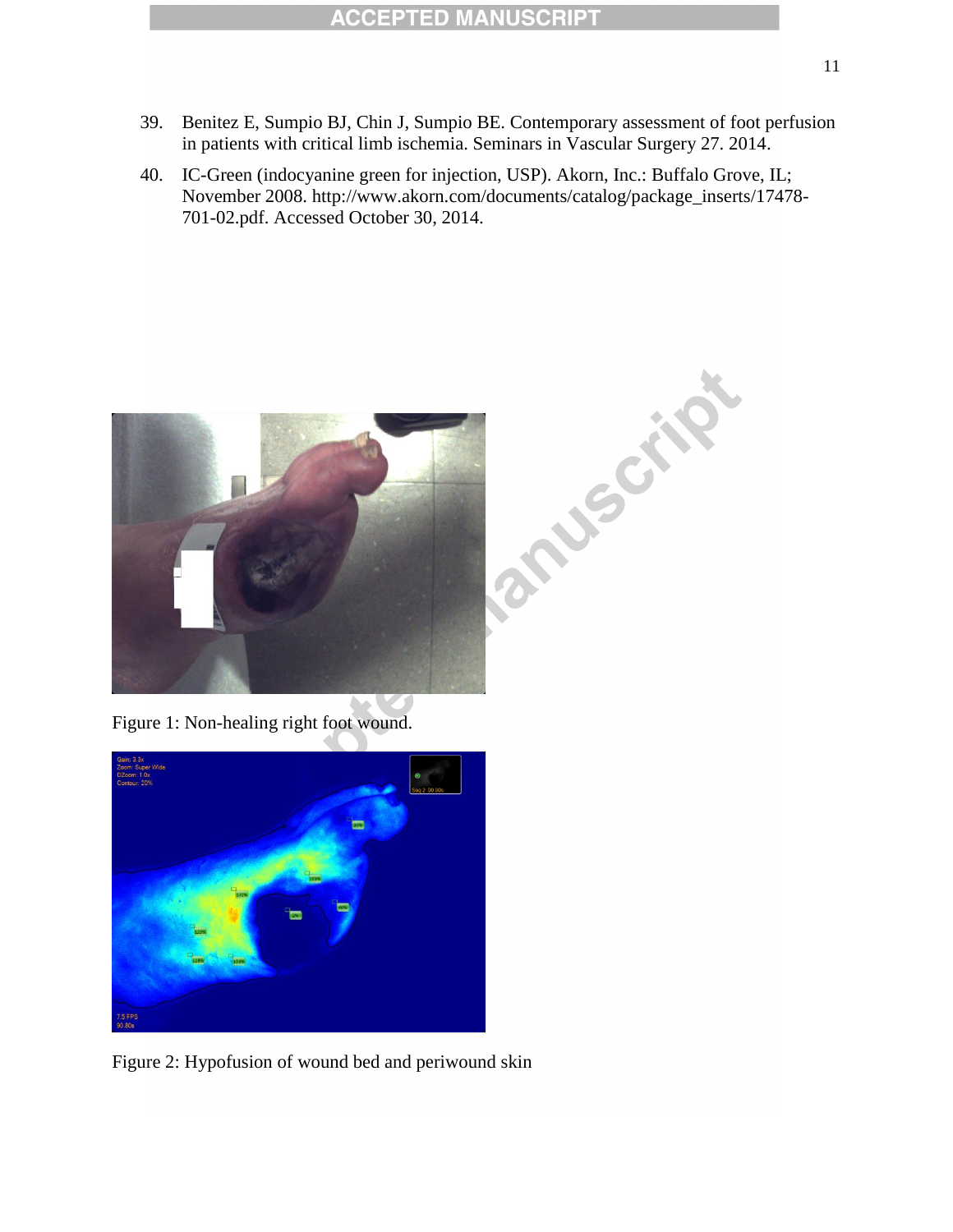39. Benitez E, Sumpio BJ, Chin J, Sumpio BE. Contemporary assessment of foot perfusion in patients with critical limb ischemia. Seminars in Vascular Surgery 27. 2014.

40. IC-Green (indocyanine green for injection, USP). Akorn, Inc.: Buffalo Grove, IL; November 2008. http://www.akorn.com/documents/catalog/package_inserts/17478-701-02.pdf. Accessed October 30, 2014.

Figure 1: Non-healing right foot wound.

Figure 2: Hypofusion of wound bed and periwound skin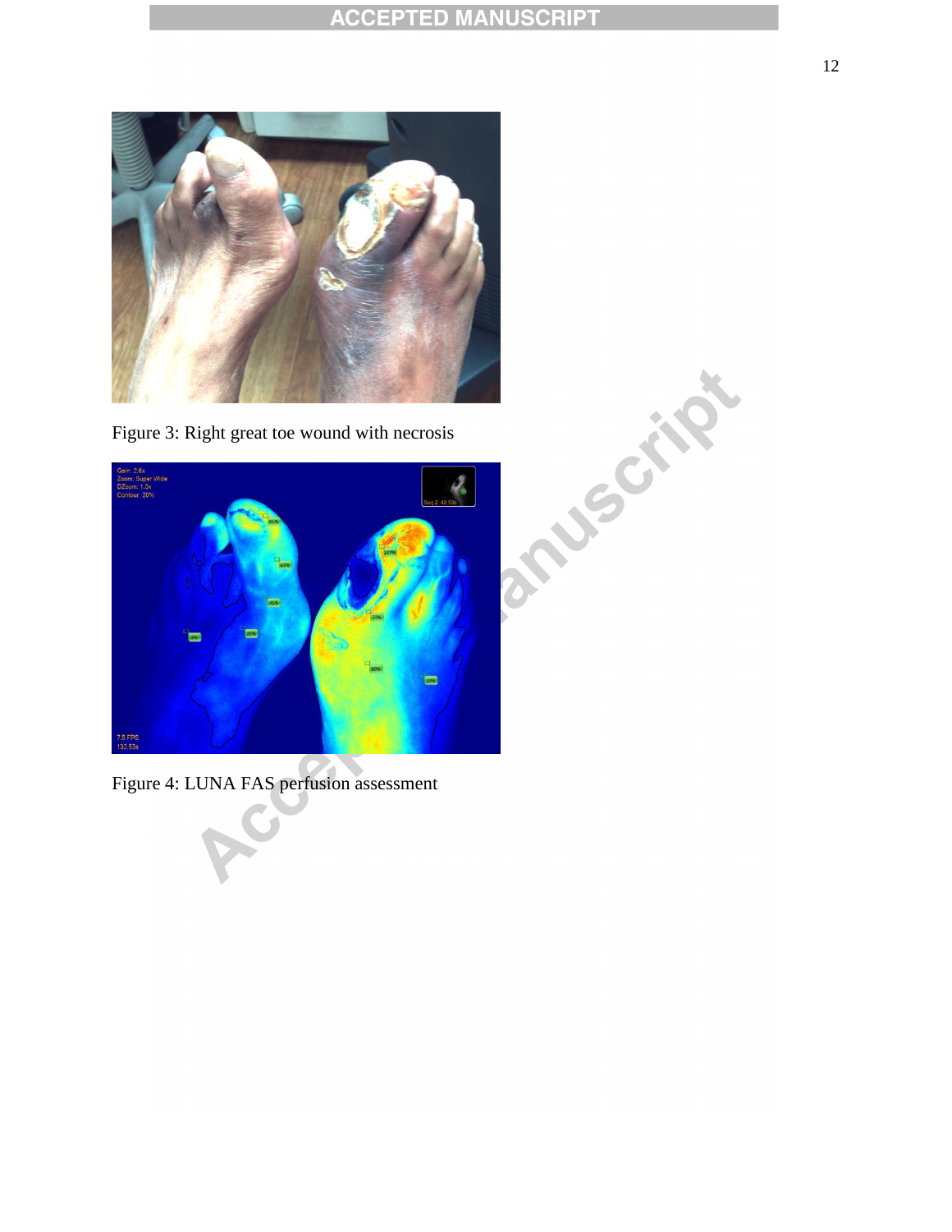Figure 3: Right great toe wound with necrosis

Figure 4: LUNA FAS perfusion assessment